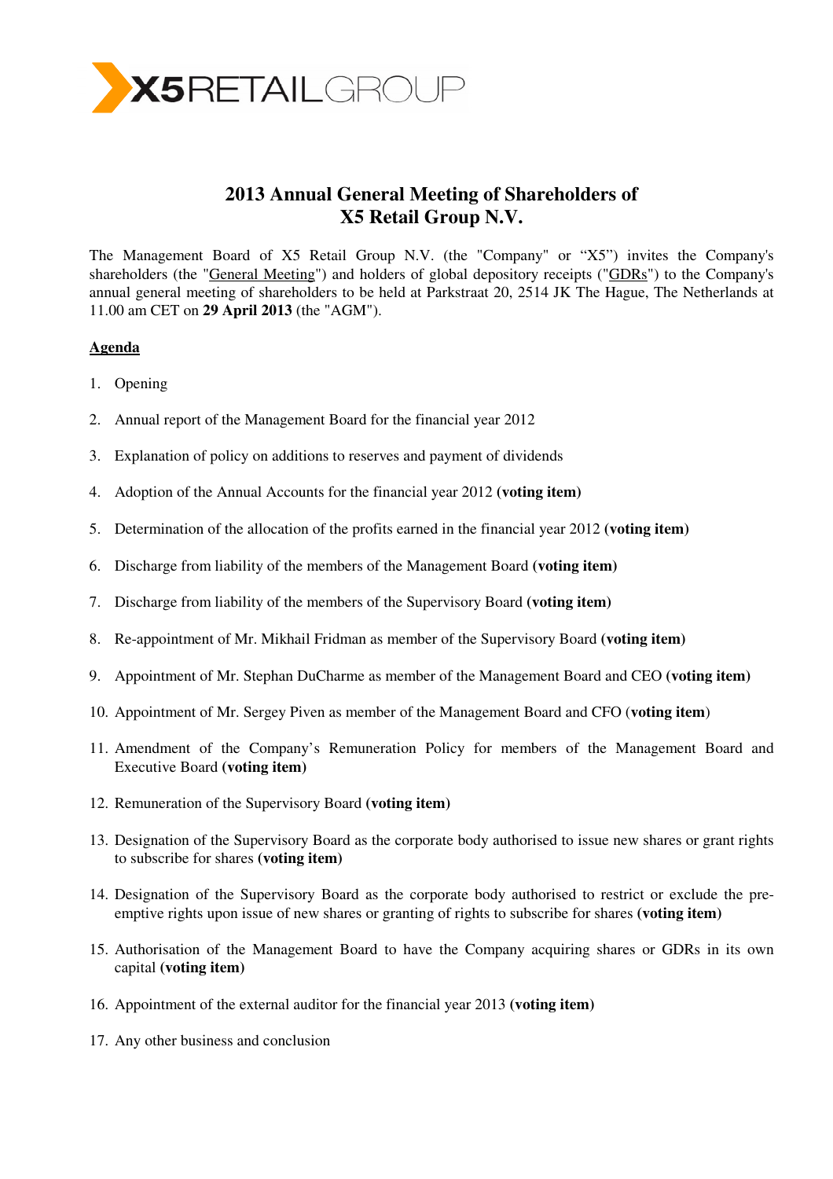# 2013 Annual General Meeting of Shareholders of X5 Retail Group N.V.

The Management Board of X5 Retail Group N.V. (the "Company" or "X5") invites the Company's shareholders (the "General Meeting") and holders of global depository receipts ("GDRs") to the Company's annual general meeting of shareholders to be held at Parkstraat 20, 2514 JK The Hague, The Netherlands at 11.00 am CET on **29 April 2013** (the "AGM").

## Agenda

1. Opening
2. Annual report of the Management Board for the financial year 2012
3. Explanation of policy on additions to reserves and payment of dividends
4. Adoption of the Annual Accounts for the financial year 2012 **(voting item)**
5. Determination of the allocation of the profits earned in the financial year 2012 **(voting item)**
6. Discharge from liability of the members of the Management Board **(voting item)**
7. Discharge from liability of the members of the Supervisory Board **(voting item)**
8. Re-appointment of Mr. Mikhail Fridman as member of the Supervisory Board **(voting item)**
9. Appointment of Mr. Stephan DuCharme as member of the Management Board and CEO **(voting item)**
10. Appointment of Mr. Sergey Piven as member of the Management Board and CFO (**voting item**)
11. Amendment of the Company's Remuneration Policy for members of the Management Board and Executive Board **(voting item)**
12. Remuneration of the Supervisory Board **(voting item)**
13. Designation of the Supervisory Board as the corporate body authorised to issue new shares or grant rights to subscribe for shares **(voting item)**
14. Designation of the Supervisory Board as the corporate body authorised to restrict or exclude the pre-emptive rights upon issue of new shares or granting of rights to subscribe for shares **(voting item)**
15. Authorisation of the Management Board to have the Company acquiring shares or GDRs in its own capital **(voting item)**
16. Appointment of the external auditor for the financial year 2013 **(voting item)**
17. Any other business and conclusion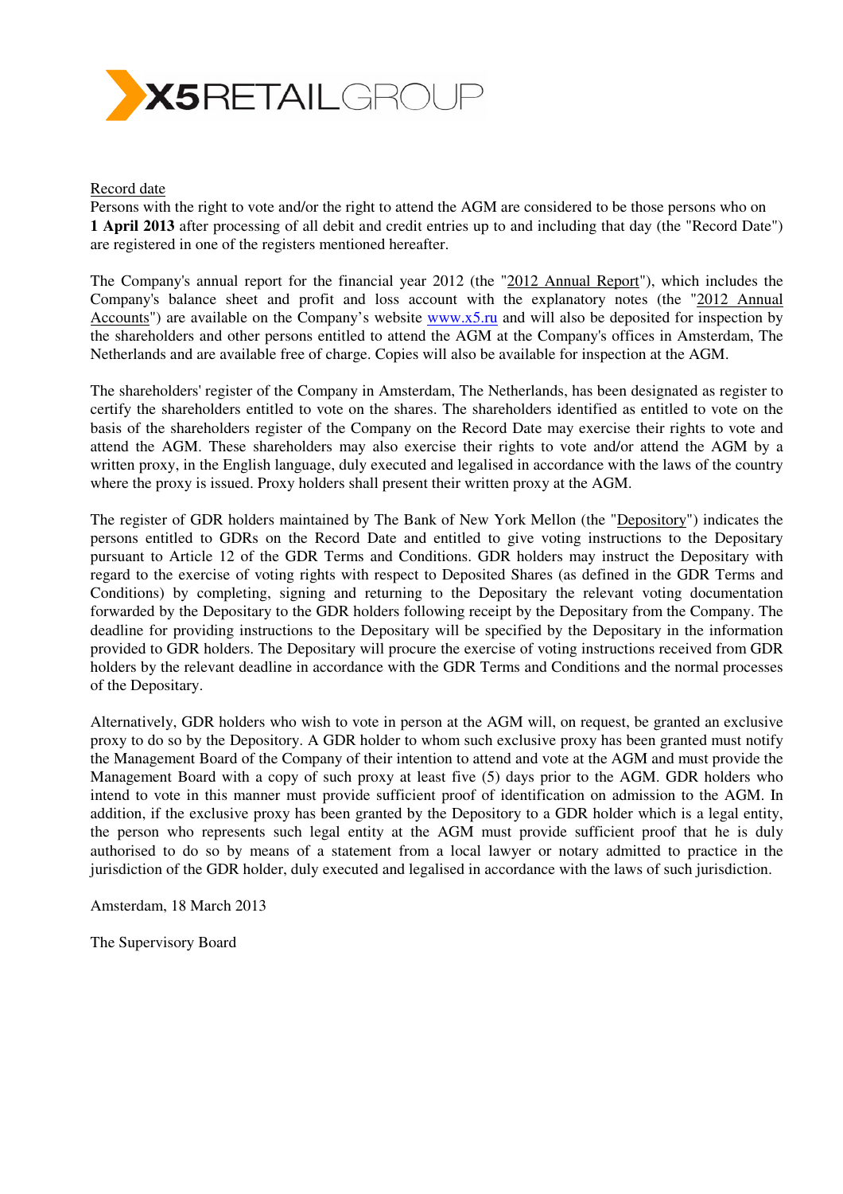X5 RETAIL GROUP

Record date

Persons with the right to vote and/or the right to attend the AGM are considered to be those persons who on **1 April 2013** after processing of all debit and credit entries up to and including that day (the "Record Date") are registered in one of the registers mentioned hereafter.

The Company's annual report for the financial year 2012 (the "2012 Annual Report"), which includes the Company's balance sheet and profit and loss account with the explanatory notes (the "2012 Annual Accounts") are available on the Company's website [www.x5.ru](http://www.x5.ru) and will also be deposited for inspection by the shareholders and other persons entitled to attend the AGM at the Company's offices in Amsterdam, The Netherlands and are available free of charge. Copies will also be available for inspection at the AGM.

The shareholders' register of the Company in Amsterdam, The Netherlands, has been designated as register to certify the shareholders entitled to vote on the shares. The shareholders identified as entitled to vote on the basis of the shareholders register of the Company on the Record Date may exercise their rights to vote and attend the AGM. These shareholders may also exercise their rights to vote and/or attend the AGM by a written proxy, in the English language, duly executed and legalised in accordance with the laws of the country where the proxy is issued. Proxy holders shall present their written proxy at the AGM.

The register of GDR holders maintained by The Bank of New York Mellon (the "Depository") indicates the persons entitled to GDRs on the Record Date and entitled to give voting instructions to the Depositary pursuant to Article 12 of the GDR Terms and Conditions. GDR holders may instruct the Depositary with regard to the exercise of voting rights with respect to Deposited Shares (as defined in the GDR Terms and Conditions) by completing, signing and returning to the Depositary the relevant voting documentation forwarded by the Depositary to the GDR holders following receipt by the Depositary from the Company. The deadline for providing instructions to the Depositary will be specified by the Depositary in the information provided to GDR holders. The Depositary will procure the exercise of voting instructions received from GDR holders by the relevant deadline in accordance with the GDR Terms and Conditions and the normal processes of the Depositary.

Alternatively, GDR holders who wish to vote in person at the AGM will, on request, be granted an exclusive proxy to do so by the Depository. A GDR holder to whom such exclusive proxy has been granted must notify the Management Board of the Company of their intention to attend and vote at the AGM and must provide the Management Board with a copy of such proxy at least five (5) days prior to the AGM. GDR holders who intend to vote in this manner must provide sufficient proof of identification on admission to the AGM. In addition, if the exclusive proxy has been granted by the Depository to a GDR holder which is a legal entity, the person who represents such legal entity at the AGM must provide sufficient proof that he is duly authorised to do so by means of a statement from a local lawyer or notary admitted to practice in the jurisdiction of the GDR holder, duly executed and legalised in accordance with the laws of such jurisdiction.

Amsterdam, 18 March 2013

The Supervisory Board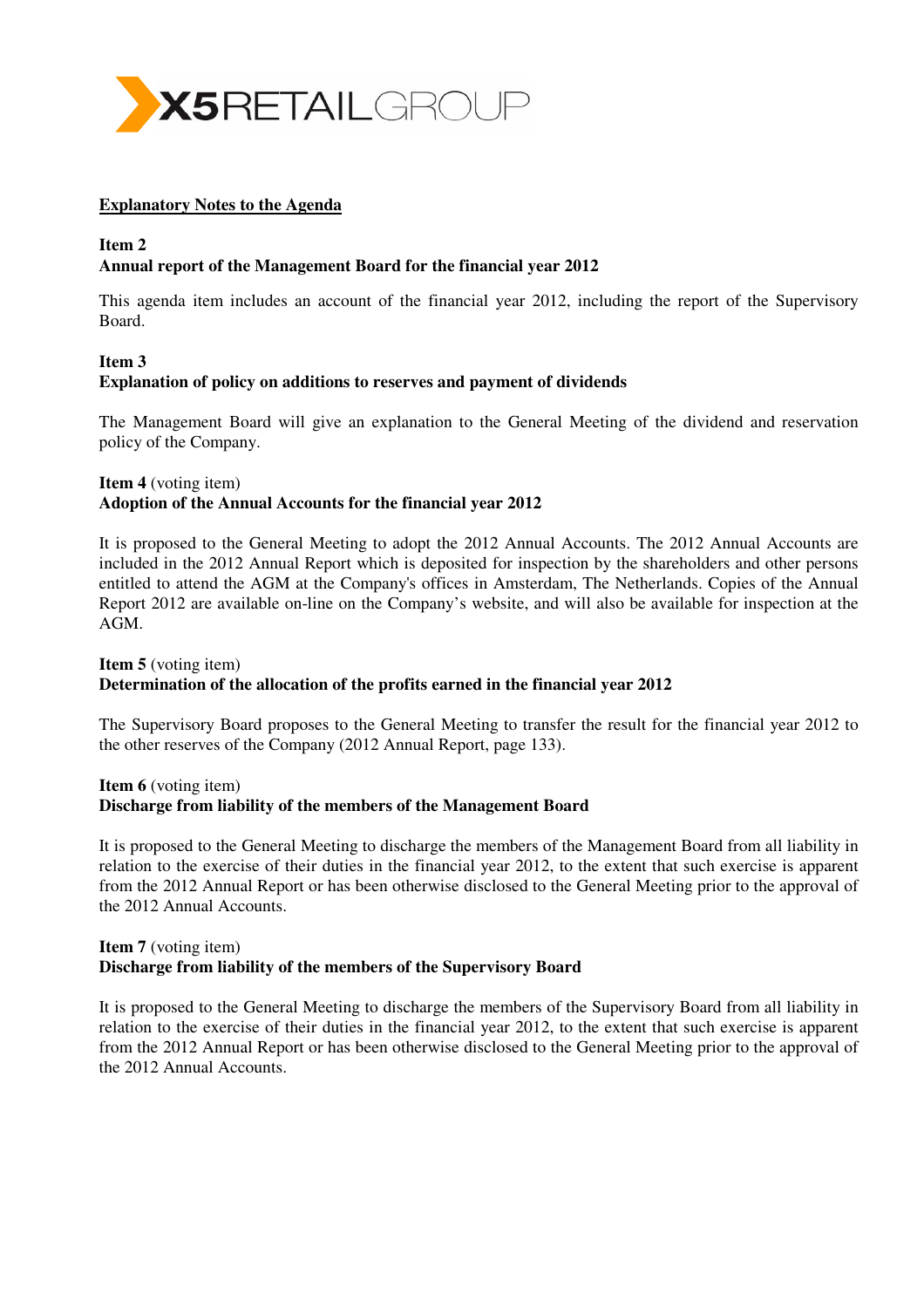## Explanatory Notes to the Agenda

**Item 2**
**Annual report of the Management Board for the financial year 2012**

This agenda item includes an account of the financial year 2012, including the report of the Supervisory Board.

**Item 3**
**Explanation of policy on additions to reserves and payment of dividends**

The Management Board will give an explanation to the General Meeting of the dividend and reservation policy of the Company.

**Item 4** (voting item)
**Adoption of the Annual Accounts for the financial year 2012**

It is proposed to the General Meeting to adopt the 2012 Annual Accounts. The 2012 Annual Accounts are included in the 2012 Annual Report which is deposited for inspection by the shareholders and other persons entitled to attend the AGM at the Company's offices in Amsterdam, The Netherlands. Copies of the Annual Report 2012 are available on-line on the Company's website, and will also be available for inspection at the AGM.

**Item 5** (voting item)
**Determination of the allocation of the profits earned in the financial year 2012**

The Supervisory Board proposes to the General Meeting to transfer the result for the financial year 2012 to the other reserves of the Company (2012 Annual Report, page 133).

**Item 6** (voting item)
**Discharge from liability of the members of the Management Board**

It is proposed to the General Meeting to discharge the members of the Management Board from all liability in relation to the exercise of their duties in the financial year 2012, to the extent that such exercise is apparent from the 2012 Annual Report or has been otherwise disclosed to the General Meeting prior to the approval of the 2012 Annual Accounts.

**Item 7** (voting item)
**Discharge from liability of the members of the Supervisory Board**

It is proposed to the General Meeting to discharge the members of the Supervisory Board from all liability in relation to the exercise of their duties in the financial year 2012, to the extent that such exercise is apparent from the 2012 Annual Report or has been otherwise disclosed to the General Meeting prior to the approval of the 2012 Annual Accounts.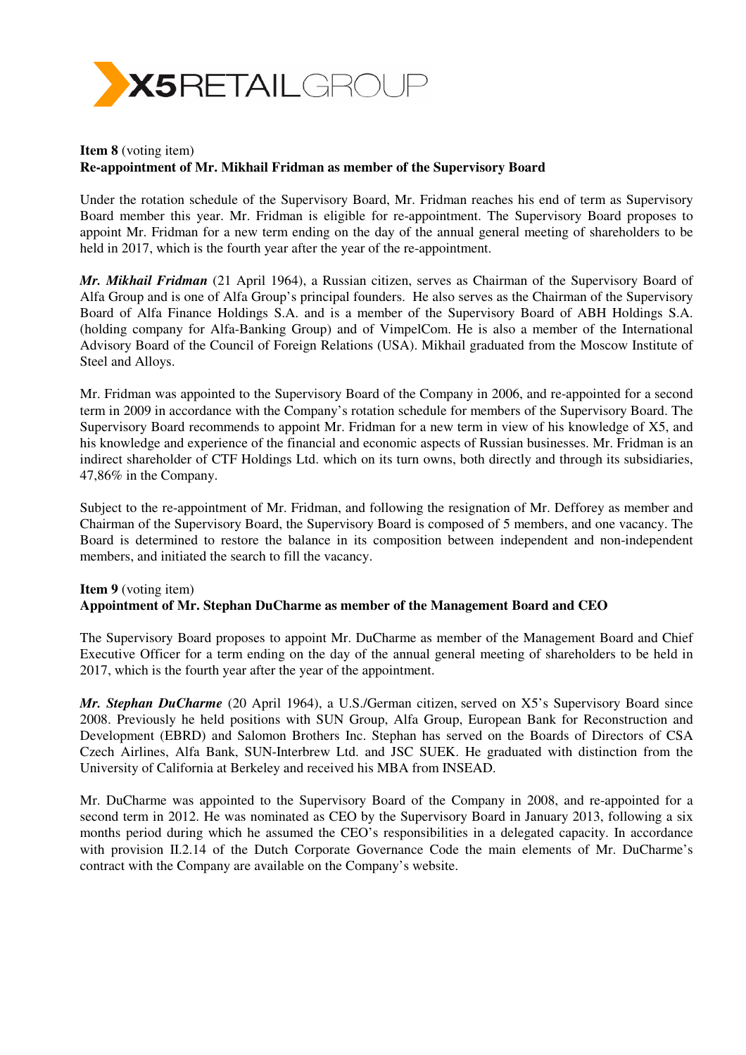**Item 8** (voting item)
**Re-appointment of Mr. Mikhail Fridman as member of the Supervisory Board**

Under the rotation schedule of the Supervisory Board, Mr. Fridman reaches his end of term as Supervisory Board member this year. Mr. Fridman is eligible for re-appointment. The Supervisory Board proposes to appoint Mr. Fridman for a new term ending on the day of the annual general meeting of shareholders to be held in 2017, which is the fourth year after the year of the re-appointment.

***Mr. Mikhail Fridman*** (21 April 1964), a Russian citizen, serves as Chairman of the Supervisory Board of Alfa Group and is one of Alfa Group's principal founders. He also serves as the Chairman of the Supervisory Board of Alfa Finance Holdings S.A. and is a member of the Supervisory Board of ABH Holdings S.A. (holding company for Alfa-Banking Group) and of VimpelCom. He is also a member of the International Advisory Board of the Council of Foreign Relations (USA). Mikhail graduated from the Moscow Institute of Steel and Alloys.

Mr. Fridman was appointed to the Supervisory Board of the Company in 2006, and re-appointed for a second term in 2009 in accordance with the Company's rotation schedule for members of the Supervisory Board. The Supervisory Board recommends to appoint Mr. Fridman for a new term in view of his knowledge of X5, and his knowledge and experience of the financial and economic aspects of Russian businesses. Mr. Fridman is an indirect shareholder of CTF Holdings Ltd. which on its turn owns, both directly and through its subsidiaries, 47,86% in the Company.

Subject to the re-appointment of Mr. Fridman, and following the resignation of Mr. Defforey as member and Chairman of the Supervisory Board, the Supervisory Board is composed of 5 members, and one vacancy. The Board is determined to restore the balance in its composition between independent and non-independent members, and initiated the search to fill the vacancy.

**Item 9** (voting item)
**Appointment of Mr. Stephan DuCharme as member of the Management Board and CEO**

The Supervisory Board proposes to appoint Mr. DuCharme as member of the Management Board and Chief Executive Officer for a term ending on the day of the annual general meeting of shareholders to be held in 2017, which is the fourth year after the year of the appointment.

***Mr. Stephan DuCharme*** (20 April 1964), a U.S./German citizen, served on X5's Supervisory Board since 2008. Previously he held positions with SUN Group, Alfa Group, European Bank for Reconstruction and Development (EBRD) and Salomon Brothers Inc. Stephan has served on the Boards of Directors of CSA Czech Airlines, Alfa Bank, SUN-Interbrew Ltd. and JSC SUEK. He graduated with distinction from the University of California at Berkeley and received his MBA from INSEAD.

Mr. DuCharme was appointed to the Supervisory Board of the Company in 2008, and re-appointed for a second term in 2012. He was nominated as CEO by the Supervisory Board in January 2013, following a six months period during which he assumed the CEO's responsibilities in a delegated capacity. In accordance with provision II.2.14 of the Dutch Corporate Governance Code the main elements of Mr. DuCharme's contract with the Company are available on the Company's website.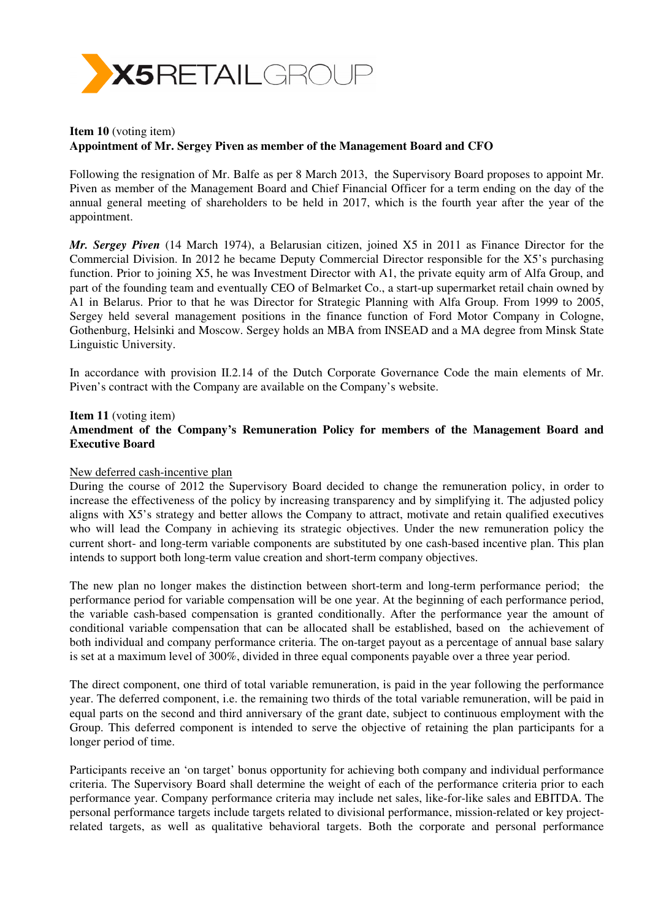**Item 10** (voting item)
**Appointment of Mr. Sergey Piven as member of the Management Board and CFO**

Following the resignation of Mr. Balfe as per 8 March 2013, the Supervisory Board proposes to appoint Mr. Piven as member of the Management Board and Chief Financial Officer for a term ending on the day of the annual general meeting of shareholders to be held in 2017, which is the fourth year after the year of the appointment.

***Mr. Sergey Piven*** (14 March 1974), a Belarusian citizen, joined X5 in 2011 as Finance Director for the Commercial Division. In 2012 he became Deputy Commercial Director responsible for the X5's purchasing function. Prior to joining X5, he was Investment Director with A1, the private equity arm of Alfa Group, and part of the founding team and eventually CEO of Belmarket Co., a start-up supermarket retail chain owned by A1 in Belarus. Prior to that he was Director for Strategic Planning with Alfa Group. From 1999 to 2005, Sergey held several management positions in the finance function of Ford Motor Company in Cologne, Gothenburg, Helsinki and Moscow. Sergey holds an MBA from INSEAD and a MA degree from Minsk State Linguistic University.

In accordance with provision II.2.14 of the Dutch Corporate Governance Code the main elements of Mr. Piven's contract with the Company are available on the Company's website.

**Item 11** (voting item)
**Amendment of the Company's Remuneration Policy for members of the Management Board and Executive Board**

New deferred cash-incentive plan

During the course of 2012 the Supervisory Board decided to change the remuneration policy, in order to increase the effectiveness of the policy by increasing transparency and by simplifying it. The adjusted policy aligns with X5's strategy and better allows the Company to attract, motivate and retain qualified executives who will lead the Company in achieving its strategic objectives. Under the new remuneration policy the current short- and long-term variable components are substituted by one cash-based incentive plan. This plan intends to support both long-term value creation and short-term company objectives.

The new plan no longer makes the distinction between short-term and long-term performance period; the performance period for variable compensation will be one year. At the beginning of each performance period, the variable cash-based compensation is granted conditionally. After the performance year the amount of conditional variable compensation that can be allocated shall be established, based on the achievement of both individual and company performance criteria. The on-target payout as a percentage of annual base salary is set at a maximum level of 300%, divided in three equal components payable over a three year period.

The direct component, one third of total variable remuneration, is paid in the year following the performance year. The deferred component, i.e. the remaining two thirds of the total variable remuneration, will be paid in equal parts on the second and third anniversary of the grant date, subject to continuous employment with the Group. This deferred component is intended to serve the objective of retaining the plan participants for a longer period of time.

Participants receive an 'on target' bonus opportunity for achieving both company and individual performance criteria. The Supervisory Board shall determine the weight of each of the performance criteria prior to each performance year. Company performance criteria may include net sales, like-for-like sales and EBITDA. The personal performance targets include targets related to divisional performance, mission-related or key project-related targets, as well as qualitative behavioral targets. Both the corporate and personal performance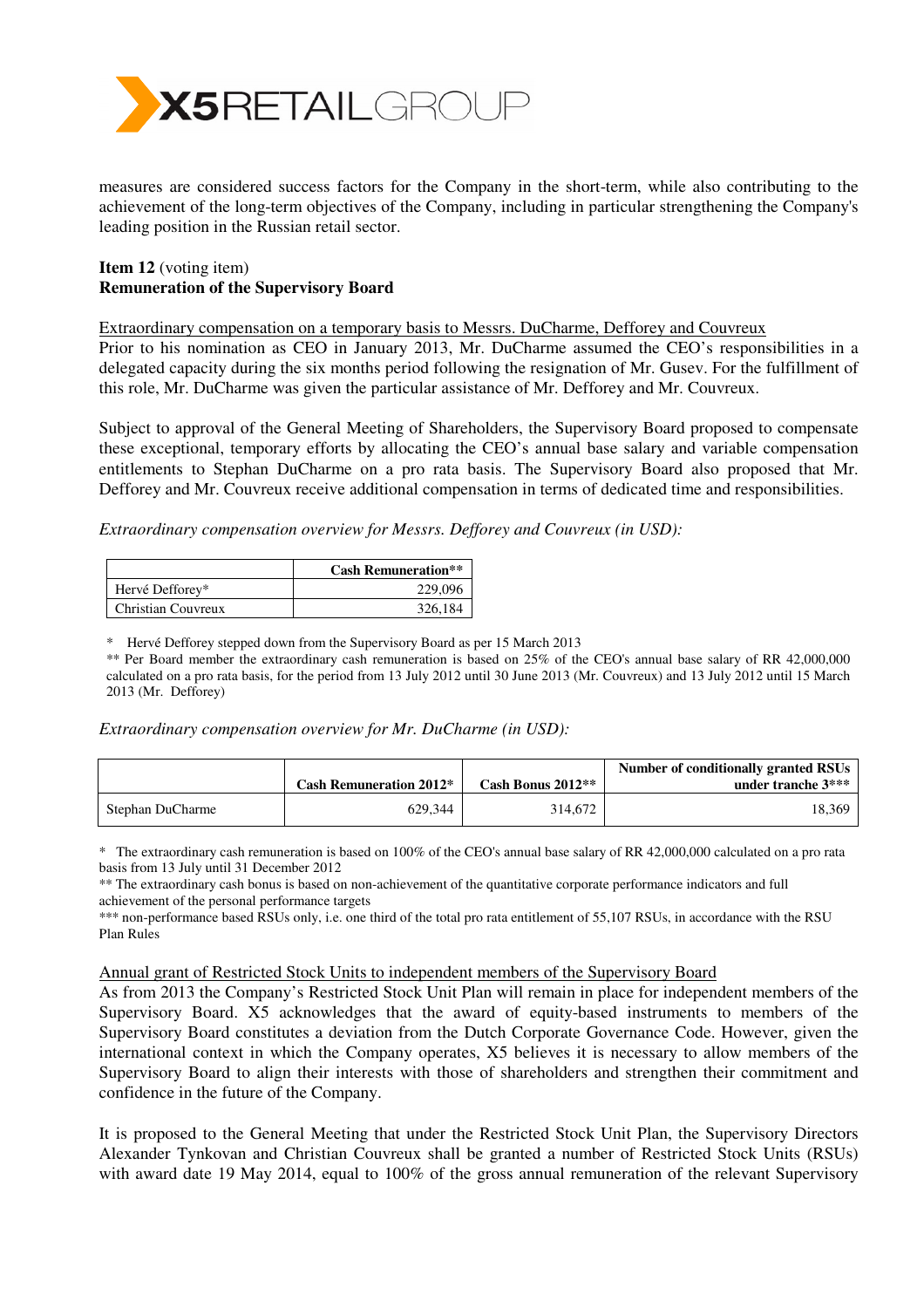measures are considered success factors for the Company in the short-term, while also contributing to the achievement of the long-term objectives of the Company, including in particular strengthening the Company's leading position in the Russian retail sector.

**Item 12** (voting item)
**Remuneration of the Supervisory Board**

Extraordinary compensation on a temporary basis to Messrs. DuCharme, Defforey and Couvreux
Prior to his nomination as CEO in January 2013, Mr. DuCharme assumed the CEO's responsibilities in a delegated capacity during the six months period following the resignation of Mr. Gusev. For the fulfillment of this role, Mr. DuCharme was given the particular assistance of Mr. Defforey and Mr. Couvreux.

Subject to approval of the General Meeting of Shareholders, the Supervisory Board proposed to compensate these exceptional, temporary efforts by allocating the CEO's annual base salary and variable compensation entitlements to Stephan DuCharme on a pro rata basis. The Supervisory Board also proposed that Mr. Defforey and Mr. Couvreux receive additional compensation in terms of dedicated time and responsibilities.

*Extraordinary compensation overview for Messrs. Defforey and Couvreux (in USD):*

| | Cash Remuneration** |
|---|---|
| Hervé Defforey* | 229,096 |
| Christian Couvreux | 326,184 |

\* Hervé Defforey stepped down from the Supervisory Board as per 15 March 2013
** Per Board member the extraordinary cash remuneration is based on 25% of the CEO's annual base salary of RR 42,000,000 calculated on a pro rata basis, for the period from 13 July 2012 until 30 June 2013 (Mr. Couvreux) and 13 July 2012 until 15 March 2013 (Mr. Defforey)

*Extraordinary compensation overview for Mr. DuCharme (in USD):*

| | Cash Remuneration 2012* | Cash Bonus 2012** | Number of conditionally granted RSUs under tranche 3*** |
|---|---|---|---|
| Stephan DuCharme | 629,344 | 314,672 | 18,369 |

\* The extraordinary cash remuneration is based on 100% of the CEO's annual base salary of RR 42,000,000 calculated on a pro rata basis from 13 July until 31 December 2012
** The extraordinary cash bonus is based on non-achievement of the quantitative corporate performance indicators and full achievement of the personal performance targets
*** non-performance based RSUs only, i.e. one third of the total pro rata entitlement of 55,107 RSUs, in accordance with the RSU Plan Rules

Annual grant of Restricted Stock Units to independent members of the Supervisory Board
As from 2013 the Company's Restricted Stock Unit Plan will remain in place for independent members of the Supervisory Board. X5 acknowledges that the award of equity-based instruments to members of the Supervisory Board constitutes a deviation from the Dutch Corporate Governance Code. However, given the international context in which the Company operates, X5 believes it is necessary to allow members of the Supervisory Board to align their interests with those of shareholders and strengthen their commitment and confidence in the future of the Company.

It is proposed to the General Meeting that under the Restricted Stock Unit Plan, the Supervisory Directors Alexander Tynkovan and Christian Couvreux shall be granted a number of Restricted Stock Units (RSUs) with award date 19 May 2014, equal to 100% of the gross annual remuneration of the relevant Supervisory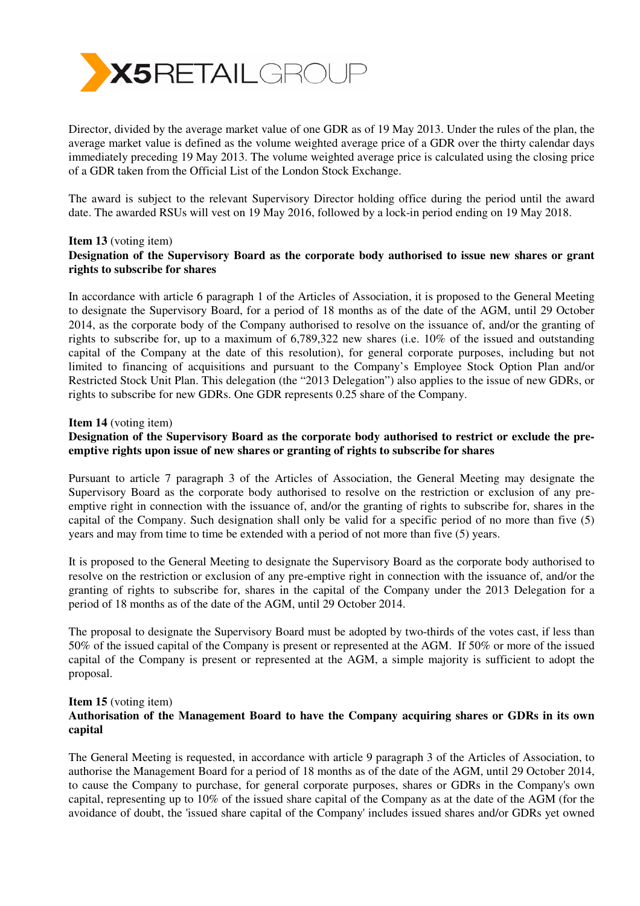Director, divided by the average market value of one GDR as of 19 May 2013. Under the rules of the plan, the average market value is defined as the volume weighted average price of a GDR over the thirty calendar days immediately preceding 19 May 2013. The volume weighted average price is calculated using the closing price of a GDR taken from the Official List of the London Stock Exchange.

The award is subject to the relevant Supervisory Director holding office during the period until the award date. The awarded RSUs will vest on 19 May 2016, followed by a lock-in period ending on 19 May 2018.

**Item 13** (voting item)
**Designation of the Supervisory Board as the corporate body authorised to issue new shares or grant rights to subscribe for shares**

In accordance with article 6 paragraph 1 of the Articles of Association, it is proposed to the General Meeting to designate the Supervisory Board, for a period of 18 months as of the date of the AGM, until 29 October 2014, as the corporate body of the Company authorised to resolve on the issuance of, and/or the granting of rights to subscribe for, up to a maximum of 6,789,322 new shares (i.e. 10% of the issued and outstanding capital of the Company at the date of this resolution), for general corporate purposes, including but not limited to financing of acquisitions and pursuant to the Company's Employee Stock Option Plan and/or Restricted Stock Unit Plan. This delegation (the "2013 Delegation") also applies to the issue of new GDRs, or rights to subscribe for new GDRs. One GDR represents 0.25 share of the Company.

**Item 14** (voting item)
**Designation of the Supervisory Board as the corporate body authorised to restrict or exclude the pre-emptive rights upon issue of new shares or granting of rights to subscribe for shares**

Pursuant to article 7 paragraph 3 of the Articles of Association, the General Meeting may designate the Supervisory Board as the corporate body authorised to resolve on the restriction or exclusion of any pre-emptive right in connection with the issuance of, and/or the granting of rights to subscribe for, shares in the capital of the Company. Such designation shall only be valid for a specific period of no more than five (5) years and may from time to time be extended with a period of not more than five (5) years.

It is proposed to the General Meeting to designate the Supervisory Board as the corporate body authorised to resolve on the restriction or exclusion of any pre-emptive right in connection with the issuance of, and/or the granting of rights to subscribe for, shares in the capital of the Company under the 2013 Delegation for a period of 18 months as of the date of the AGM, until 29 October 2014.

The proposal to designate the Supervisory Board must be adopted by two-thirds of the votes cast, if less than 50% of the issued capital of the Company is present or represented at the AGM. If 50% or more of the issued capital of the Company is present or represented at the AGM, a simple majority is sufficient to adopt the proposal.

**Item 15** (voting item)
**Authorisation of the Management Board to have the Company acquiring shares or GDRs in its own capital**

The General Meeting is requested, in accordance with article 9 paragraph 3 of the Articles of Association, to authorise the Management Board for a period of 18 months as of the date of the AGM, until 29 October 2014, to cause the Company to purchase, for general corporate purposes, shares or GDRs in the Company's own capital, representing up to 10% of the issued share capital of the Company as at the date of the AGM (for the avoidance of doubt, the 'issued share capital of the Company' includes issued shares and/or GDRs yet owned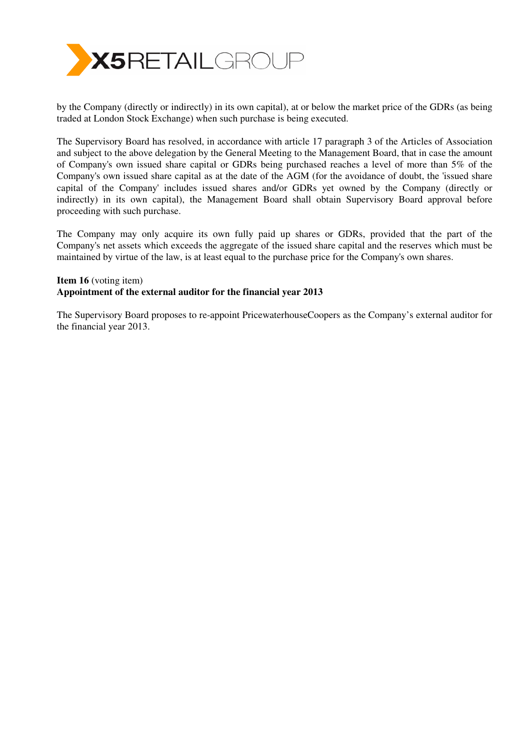by the Company (directly or indirectly) in its own capital), at or below the market price of the GDRs (as being traded at London Stock Exchange) when such purchase is being executed.

The Supervisory Board has resolved, in accordance with article 17 paragraph 3 of the Articles of Association and subject to the above delegation by the General Meeting to the Management Board, that in case the amount of Company's own issued share capital or GDRs being purchased reaches a level of more than 5% of the Company's own issued share capital as at the date of the AGM (for the avoidance of doubt, the 'issued share capital of the Company' includes issued shares and/or GDRs yet owned by the Company (directly or indirectly) in its own capital), the Management Board shall obtain Supervisory Board approval before proceeding with such purchase.

The Company may only acquire its own fully paid up shares or GDRs, provided that the part of the Company's net assets which exceeds the aggregate of the issued share capital and the reserves which must be maintained by virtue of the law, is at least equal to the purchase price for the Company's own shares.

**Item 16** (voting item)
**Appointment of the external auditor for the financial year 2013**

The Supervisory Board proposes to re-appoint PricewaterhouseCoopers as the Company's external auditor for the financial year 2013.